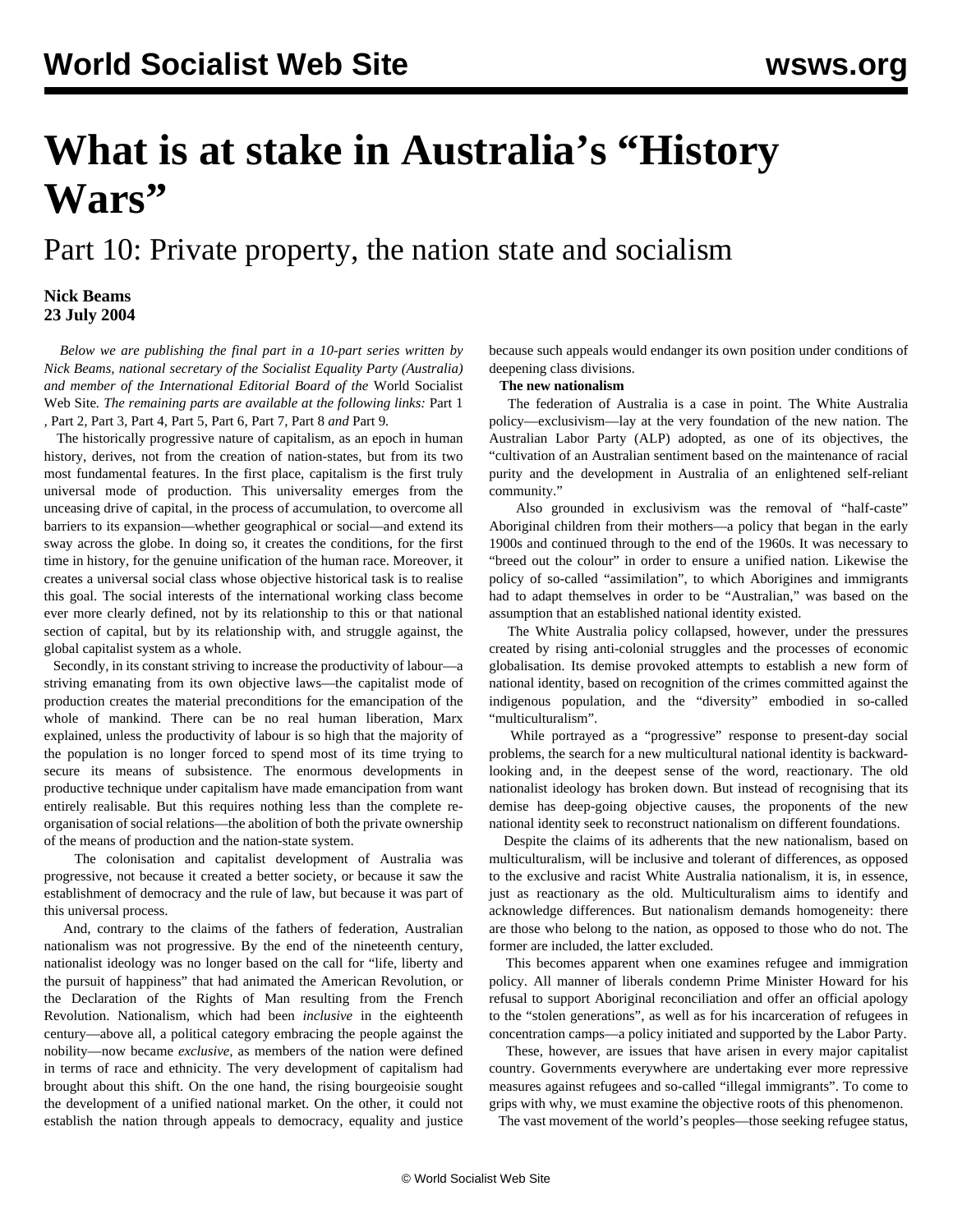// World Socialist Web Site wsws.org

# What is at stake in Australia's "History Wars"

## Part 10: Private property, the nation state and socialism

**Nick Beams**
**23 July 2004**

*Below we are publishing the final part in a 10-part series written by Nick Beams, national secretary of the Socialist Equality Party (Australia) and member of the International Editorial Board of the* World Socialist Web Site*. The remaining parts are available at the following links:* Part 1 , Part 2, Part 3, Part 4, Part 5, Part 6, Part 7, Part 8 *and* Part 9.

The historically progressive nature of capitalism, as an epoch in human history, derives, not from the creation of nation-states, but from its two most fundamental features. In the first place, capitalism is the first truly universal mode of production. This universality emerges from the unceasing drive of capital, in the process of accumulation, to overcome all barriers to its expansion—whether geographical or social—and extend its sway across the globe. In doing so, it creates the conditions, for the first time in history, for the genuine unification of the human race. Moreover, it creates a universal social class whose objective historical task is to realise this goal. The social interests of the international working class become ever more clearly defined, not by its relationship to this or that national section of capital, but by its relationship with, and struggle against, the global capitalist system as a whole.

Secondly, in its constant striving to increase the productivity of labour—a striving emanating from its own objective laws—the capitalist mode of production creates the material preconditions for the emancipation of the whole of mankind. There can be no real human liberation, Marx explained, unless the productivity of labour is so high that the majority of the population is no longer forced to spend most of its time trying to secure its means of subsistence. The enormous developments in productive technique under capitalism have made emancipation from want entirely realisable. But this requires nothing less than the complete re-organisation of social relations—the abolition of both the private ownership of the means of production and the nation-state system.

The colonisation and capitalist development of Australia was progressive, not because it created a better society, or because it saw the establishment of democracy and the rule of law, but because it was part of this universal process.

And, contrary to the claims of the fathers of federation, Australian nationalism was not progressive. By the end of the nineteenth century, nationalist ideology was no longer based on the call for "life, liberty and the pursuit of happiness" that had animated the American Revolution, or the Declaration of the Rights of Man resulting from the French Revolution. Nationalism, which had been *inclusive* in the eighteenth century—above all, a political category embracing the people against the nobility—now became *exclusive*, as members of the nation were defined in terms of race and ethnicity. The very development of capitalism had brought about this shift. On the one hand, the rising bourgeoisie sought the development of a unified national market. On the other, it could not establish the nation through appeals to democracy, equality and justice because such appeals would endanger its own position under conditions of deepening class divisions.

**The new nationalism**

The federation of Australia is a case in point. The White Australia policy—exclusivism—lay at the very foundation of the new nation. The Australian Labor Party (ALP) adopted, as one of its objectives, the "cultivation of an Australian sentiment based on the maintenance of racial purity and the development in Australia of an enlightened self-reliant community."

Also grounded in exclusivism was the removal of "half-caste" Aboriginal children from their mothers—a policy that began in the early 1900s and continued through to the end of the 1960s. It was necessary to "breed out the colour" in order to ensure a unified nation. Likewise the policy of so-called "assimilation", to which Aborigines and immigrants had to adapt themselves in order to be "Australian," was based on the assumption that an established national identity existed.

The White Australia policy collapsed, however, under the pressures created by rising anti-colonial struggles and the processes of economic globalisation. Its demise provoked attempts to establish a new form of national identity, based on recognition of the crimes committed against the indigenous population, and the "diversity" embodied in so-called "multiculturalism".

While portrayed as a "progressive" response to present-day social problems, the search for a new multicultural national identity is backward-looking and, in the deepest sense of the word, reactionary. The old nationalist ideology has broken down. But instead of recognising that its demise has deep-going objective causes, the proponents of the new national identity seek to reconstruct nationalism on different foundations.

Despite the claims of its adherents that the new nationalism, based on multiculturalism, will be inclusive and tolerant of differences, as opposed to the exclusive and racist White Australia nationalism, it is, in essence, just as reactionary as the old. Multiculturalism aims to identify and acknowledge differences. But nationalism demands homogeneity: there are those who belong to the nation, as opposed to those who do not. The former are included, the latter excluded.

This becomes apparent when one examines refugee and immigration policy. All manner of liberals condemn Prime Minister Howard for his refusal to support Aboriginal reconciliation and offer an official apology to the "stolen generations", as well as for his incarceration of refugees in concentration camps—a policy initiated and supported by the Labor Party.

These, however, are issues that have arisen in every major capitalist country. Governments everywhere are undertaking ever more repressive measures against refugees and so-called "illegal immigrants". To come to grips with why, we must examine the objective roots of this phenomenon.

The vast movement of the world's peoples—those seeking refugee status,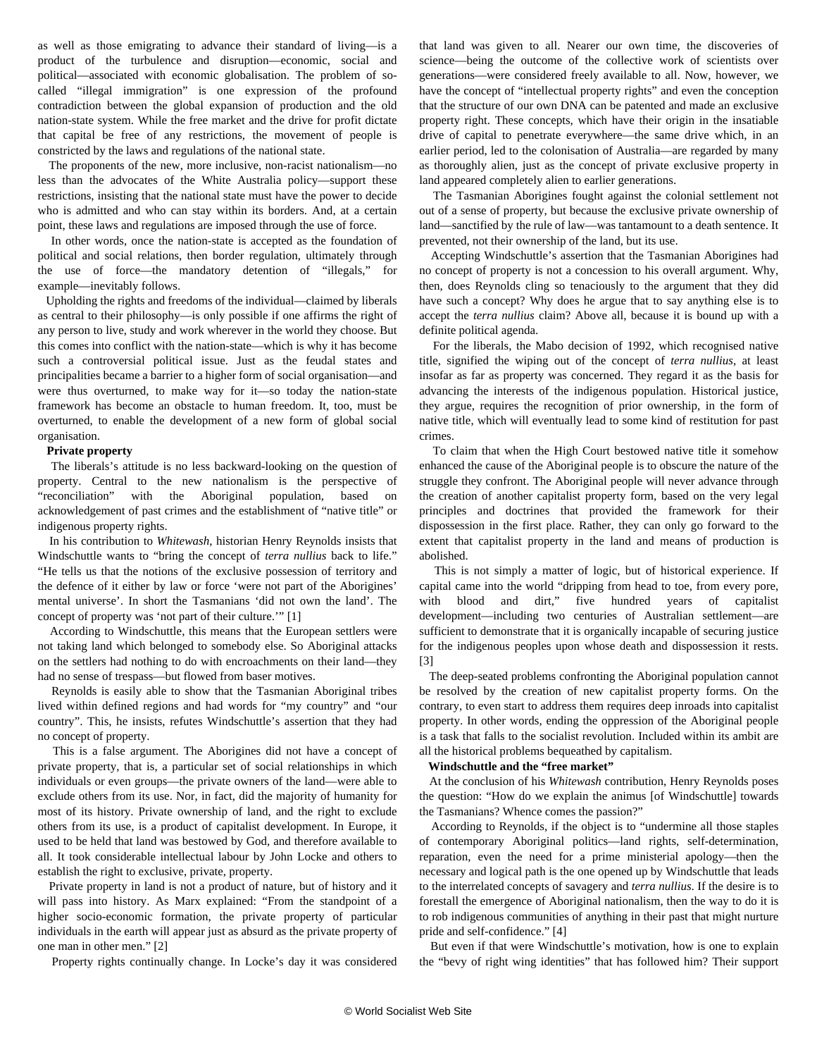as well as those emigrating to advance their standard of living—is a product of the turbulence and disruption—economic, social and political—associated with economic globalisation. The problem of so-called "illegal immigration" is one expression of the profound contradiction between the global expansion of production and the old nation-state system. While the free market and the drive for profit dictate that capital be free of any restrictions, the movement of people is constricted by the laws and regulations of the national state.

The proponents of the new, more inclusive, non-racist nationalism—no less than the advocates of the White Australia policy—support these restrictions, insisting that the national state must have the power to decide who is admitted and who can stay within its borders. And, at a certain point, these laws and regulations are imposed through the use of force.

In other words, once the nation-state is accepted as the foundation of political and social relations, then border regulation, ultimately through the use of force—the mandatory detention of "illegals," for example—inevitably follows.

Upholding the rights and freedoms of the individual—claimed by liberals as central to their philosophy—is only possible if one affirms the right of any person to live, study and work wherever in the world they choose. But this comes into conflict with the nation-state—which is why it has become such a controversial political issue. Just as the feudal states and principalities became a barrier to a higher form of social organisation—and were thus overturned, to make way for it—so today the nation-state framework has become an obstacle to human freedom. It, too, must be overturned, to enable the development of a new form of global social organisation.

**Private property**

The liberals's attitude is no less backward-looking on the question of property. Central to the new nationalism is the perspective of "reconciliation" with the Aboriginal population, based on acknowledgement of past crimes and the establishment of "native title" or indigenous property rights.

In his contribution to *Whitewash*, historian Henry Reynolds insists that Windschuttle wants to "bring the concept of *terra nullius* back to life." "He tells us that the notions of the exclusive possession of territory and the defence of it either by law or force 'were not part of the Aborigines' mental universe'. In short the Tasmanians 'did not own the land'. The concept of property was 'not part of their culture.'" [1]

According to Windschuttle, this means that the European settlers were not taking land which belonged to somebody else. So Aboriginal attacks on the settlers had nothing to do with encroachments on their land—they had no sense of trespass—but flowed from baser motives.

Reynolds is easily able to show that the Tasmanian Aboriginal tribes lived within defined regions and had words for "my country" and "our country". This, he insists, refutes Windschuttle's assertion that they had no concept of property.

This is a false argument. The Aborigines did not have a concept of private property, that is, a particular set of social relationships in which individuals or even groups—the private owners of the land—were able to exclude others from its use. Nor, in fact, did the majority of humanity for most of its history. Private ownership of land, and the right to exclude others from its use, is a product of capitalist development. In Europe, it used to be held that land was bestowed by God, and therefore available to all. It took considerable intellectual labour by John Locke and others to establish the right to exclusive, private, property.

Private property in land is not a product of nature, but of history and it will pass into history. As Marx explained: "From the standpoint of a higher socio-economic formation, the private property of particular individuals in the earth will appear just as absurd as the private property of one man in other men." [2]

Property rights continually change. In Locke's day it was considered that land was given to all. Nearer our own time, the discoveries of science—being the outcome of the collective work of scientists over generations—were considered freely available to all. Now, however, we have the concept of "intellectual property rights" and even the conception that the structure of our own DNA can be patented and made an exclusive property right. These concepts, which have their origin in the insatiable drive of capital to penetrate everywhere—the same drive which, in an earlier period, led to the colonisation of Australia—are regarded by many as thoroughly alien, just as the concept of private exclusive property in land appeared completely alien to earlier generations.

The Tasmanian Aborigines fought against the colonial settlement not out of a sense of property, but because the exclusive private ownership of land—sanctified by the rule of law—was tantamount to a death sentence. It prevented, not their ownership of the land, but its use.

Accepting Windschuttle's assertion that the Tasmanian Aborigines had no concept of property is not a concession to his overall argument. Why, then, does Reynolds cling so tenaciously to the argument that they did have such a concept? Why does he argue that to say anything else is to accept the *terra nullius* claim? Above all, because it is bound up with a definite political agenda.

For the liberals, the Mabo decision of 1992, which recognised native title, signified the wiping out of the concept of *terra nullius*, at least insofar as far as property was concerned. They regard it as the basis for advancing the interests of the indigenous population. Historical justice, they argue, requires the recognition of prior ownership, in the form of native title, which will eventually lead to some kind of restitution for past crimes.

To claim that when the High Court bestowed native title it somehow enhanced the cause of the Aboriginal people is to obscure the nature of the struggle they confront. The Aboriginal people will never advance through the creation of another capitalist property form, based on the very legal principles and doctrines that provided the framework for their dispossession in the first place. Rather, they can only go forward to the extent that capitalist property in the land and means of production is abolished.

This is not simply a matter of logic, but of historical experience. If capital came into the world "dripping from head to toe, from every pore, with blood and dirt," five hundred years of capitalist development—including two centuries of Australian settlement—are sufficient to demonstrate that it is organically incapable of securing justice for the indigenous peoples upon whose death and dispossession it rests. [3]

The deep-seated problems confronting the Aboriginal population cannot be resolved by the creation of new capitalist property forms. On the contrary, to even start to address them requires deep inroads into capitalist property. In other words, ending the oppression of the Aboriginal people is a task that falls to the socialist revolution. Included within its ambit are all the historical problems bequeathed by capitalism.

**Windschuttle and the "free market"**

At the conclusion of his *Whitewash* contribution, Henry Reynolds poses the question: "How do we explain the animus [of Windschuttle] towards the Tasmanians? Whence comes the passion?"

According to Reynolds, if the object is to "undermine all those staples of contemporary Aboriginal politics—land rights, self-determination, reparation, even the need for a prime ministerial apology—then the necessary and logical path is the one opened up by Windschuttle that leads to the interrelated concepts of savagery and *terra nullius*. If the desire is to forestall the emergence of Aboriginal nationalism, then the way to do it is to rob indigenous communities of anything in their past that might nurture pride and self-confidence." [4]

But even if that were Windschuttle's motivation, how is one to explain the "bevy of right wing identities" that has followed him? Their support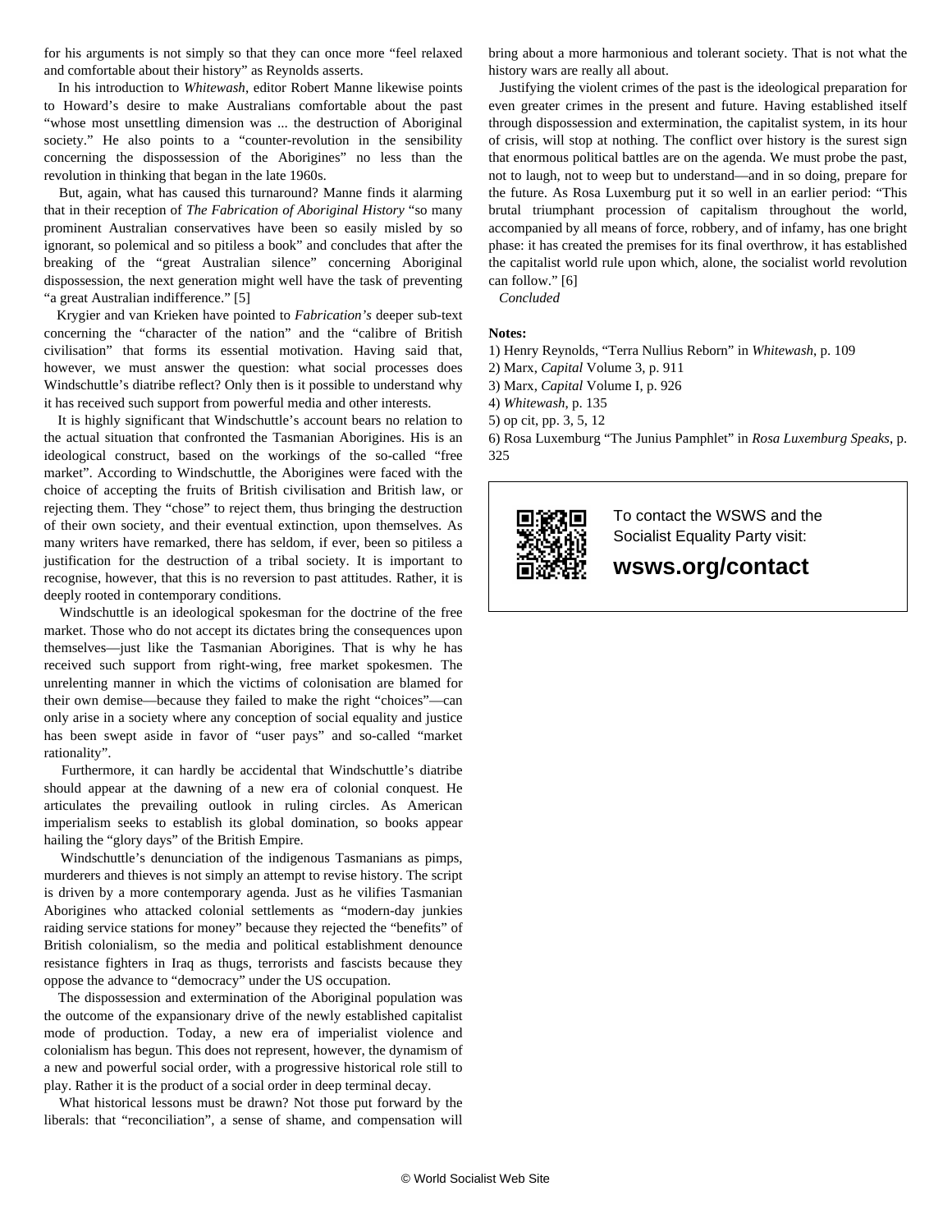for his arguments is not simply so that they can once more "feel relaxed and comfortable about their history" as Reynolds asserts.

In his introduction to *Whitewash*, editor Robert Manne likewise points to Howard's desire to make Australians comfortable about the past "whose most unsettling dimension was ... the destruction of Aboriginal society." He also points to a "counter-revolution in the sensibility concerning the dispossession of the Aborigines" no less than the revolution in thinking that began in the late 1960s.

But, again, what has caused this turnaround? Manne finds it alarming that in their reception of *The Fabrication of Aboriginal History* "so many prominent Australian conservatives have been so easily misled by so ignorant, so polemical and so pitiless a book" and concludes that after the breaking of the "great Australian silence" concerning Aboriginal dispossession, the next generation might well have the task of preventing "a great Australian indifference." [5]

Krygier and van Krieken have pointed to *Fabrication's* deeper sub-text concerning the "character of the nation" and the "calibre of British civilisation" that forms its essential motivation. Having said that, however, we must answer the question: what social processes does Windschuttle's diatribe reflect? Only then is it possible to understand why it has received such support from powerful media and other interests.

It is highly significant that Windschuttle's account bears no relation to the actual situation that confronted the Tasmanian Aborigines. His is an ideological construct, based on the workings of the so-called "free market". According to Windschuttle, the Aborigines were faced with the choice of accepting the fruits of British civilisation and British law, or rejecting them. They "chose" to reject them, thus bringing the destruction of their own society, and their eventual extinction, upon themselves. As many writers have remarked, there has seldom, if ever, been so pitiless a justification for the destruction of a tribal society. It is important to recognise, however, that this is no reversion to past attitudes. Rather, it is deeply rooted in contemporary conditions.

Windschuttle is an ideological spokesman for the doctrine of the free market. Those who do not accept its dictates bring the consequences upon themselves—just like the Tasmanian Aborigines. That is why he has received such support from right-wing, free market spokesmen. The unrelenting manner in which the victims of colonisation are blamed for their own demise—because they failed to make the right "choices"—can only arise in a society where any conception of social equality and justice has been swept aside in favor of "user pays" and so-called "market rationality".

Furthermore, it can hardly be accidental that Windschuttle's diatribe should appear at the dawning of a new era of colonial conquest. He articulates the prevailing outlook in ruling circles. As American imperialism seeks to establish its global domination, so books appear hailing the "glory days" of the British Empire.

Windschuttle's denunciation of the indigenous Tasmanians as pimps, murderers and thieves is not simply an attempt to revise history. The script is driven by a more contemporary agenda. Just as he vilifies Tasmanian Aborigines who attacked colonial settlements as "modern-day junkies raiding service stations for money" because they rejected the "benefits" of British colonialism, so the media and political establishment denounce resistance fighters in Iraq as thugs, terrorists and fascists because they oppose the advance to "democracy" under the US occupation.

The dispossession and extermination of the Aboriginal population was the outcome of the expansionary drive of the newly established capitalist mode of production. Today, a new era of imperialist violence and colonialism has begun. This does not represent, however, the dynamism of a new and powerful social order, with a progressive historical role still to play. Rather it is the product of a social order in deep terminal decay.

What historical lessons must be drawn? Not those put forward by the liberals: that "reconciliation", a sense of shame, and compensation will bring about a more harmonious and tolerant society. That is not what the history wars are really all about.

Justifying the violent crimes of the past is the ideological preparation for even greater crimes in the present and future. Having established itself through dispossession and extermination, the capitalist system, in its hour of crisis, will stop at nothing. The conflict over history is the surest sign that enormous political battles are on the agenda. We must probe the past, not to laugh, not to weep but to understand—and in so doing, prepare for the future. As Rosa Luxemburg put it so well in an earlier period: "This brutal triumphant procession of capitalism throughout the world, accompanied by all means of force, robbery, and of infamy, has one bright phase: it has created the premises for its final overthrow, it has established the capitalist world rule upon which, alone, the socialist world revolution can follow." [6]

*Concluded*

**Notes:**

1) Henry Reynolds, "Terra Nullius Reborn" in *Whitewash*, p. 109

2) Marx, *Capital* Volume 3, p. 911

3) Marx, *Capital* Volume I, p. 926

4) *Whitewash*, p. 135

5) op cit, pp. 3, 5, 12

6) Rosa Luxemburg "The Junius Pamphlet" in *Rosa Luxemburg Speaks*, p. 325

To contact the WSWS and the Socialist Equality Party visit:

**wsws.org/contact**